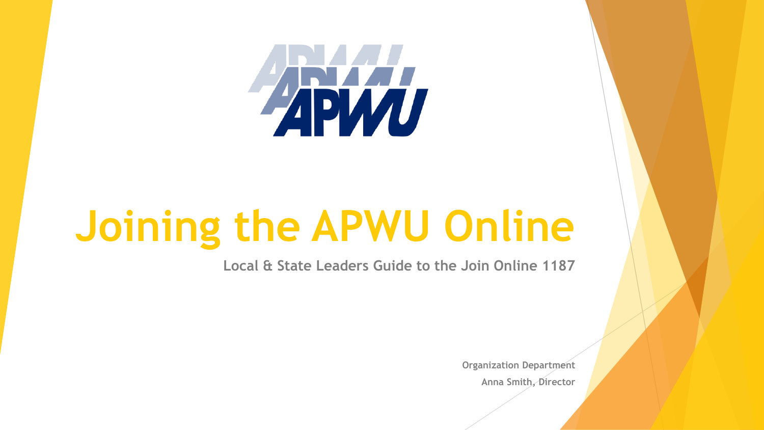# Joining the APWU Online

**Local & State Leaders Guide to the Join Online 1187**

**Organization Department**

**Anna Smith, Director**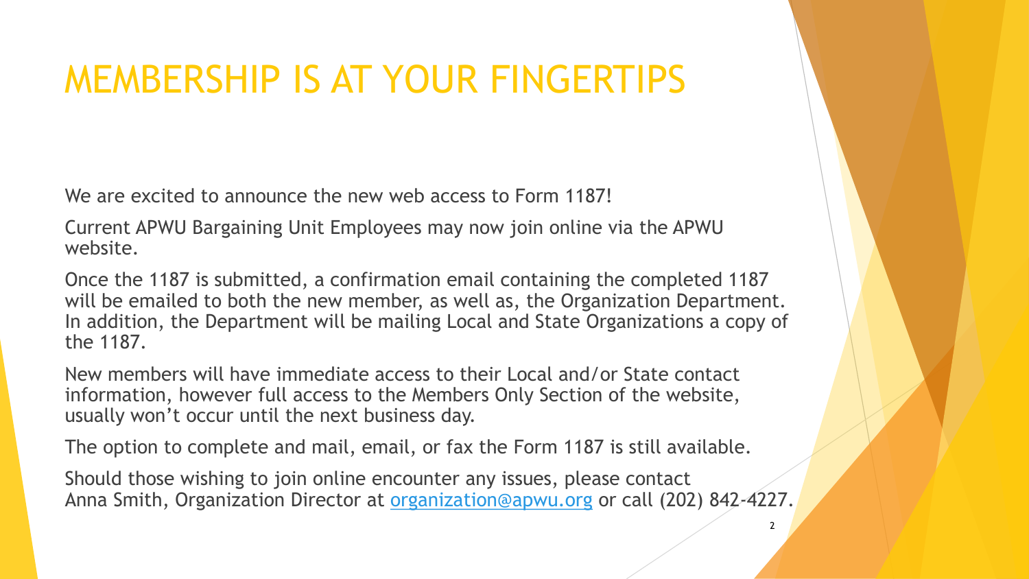# MEMBERSHIP IS AT YOUR FINGERTIPS

We are excited to announce the new web access to Form 1187!

Current APWU Bargaining Unit Employees may now join online via the APWU website.

Once the 1187 is submitted, a confirmation email containing the completed 1187 will be emailed to both the new member, as well as, the Organization Department. In addition, the Department will be mailing Local and State Organizations a copy of the 1187.

New members will have immediate access to their Local and/or State contact information, however full access to the Members Only Section of the website, usually won't occur until the next business day.

The option to complete and mail, email, or fax the Form 1187 is still available.

Should those wishing to join online encounter any issues, please contact Anna Smith, Organization Director at organization@apwu.org or call (202) 842-4227.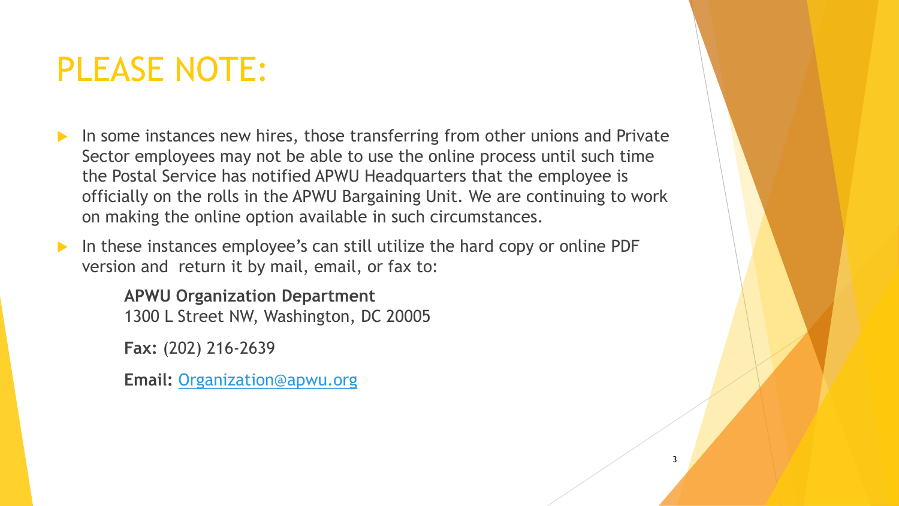# PLEASE NOTE:

- In some instances new hires, those transferring from other unions and Private Sector employees may not be able to use the online process until such time the Postal Service has notified APWU Headquarters that the employee is officially on the rolls in the APWU Bargaining Unit. We are continuing to work on making the online option available in such circumstances.
- In these instances employee's can still utilize the hard copy or online PDF version and return it by mail, email, or fax to:

  **APWU Organization Department**
  1300 L Street NW, Washington, DC 20005

  **Fax:** (202) 216-2639

  **Email:** Organization@apwu.org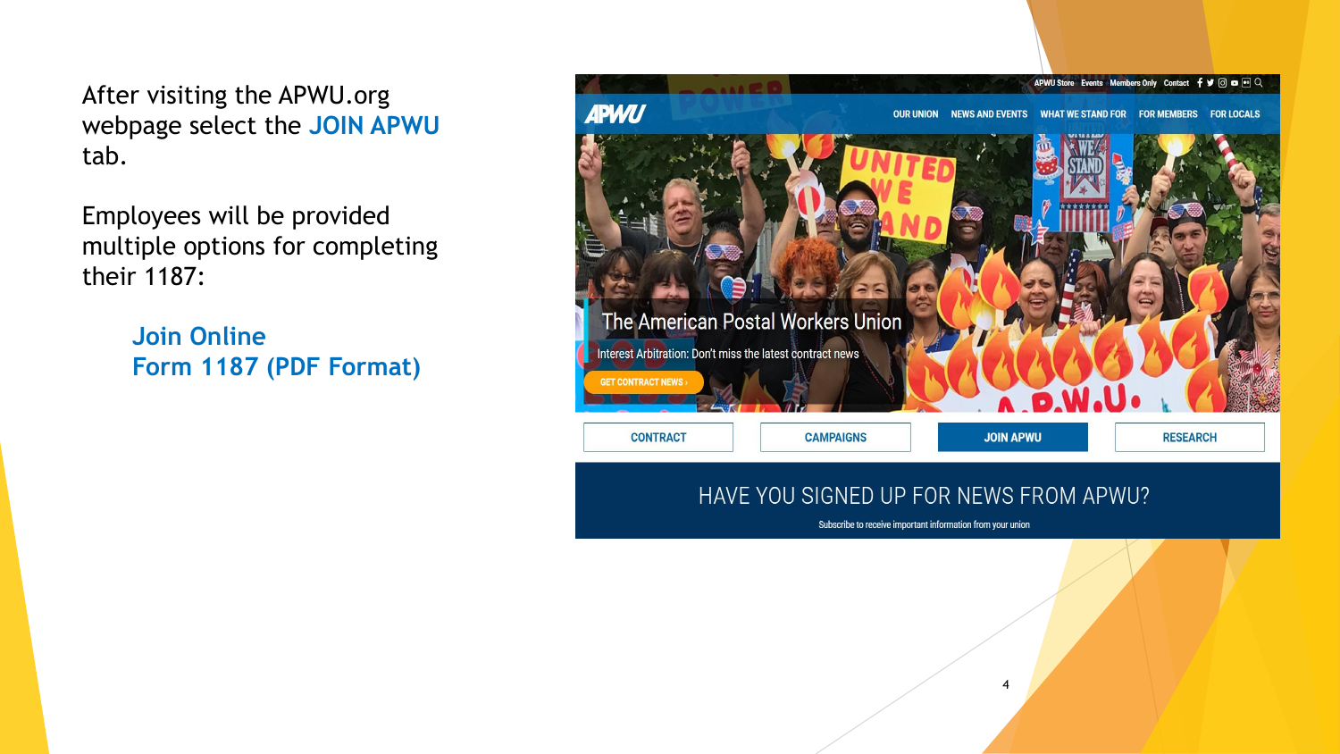After visiting the APWU.org webpage select the **JOIN APWU** tab.

Employees will be provided multiple options for completing their 1187:

- **Join Online**
- **Form 1187 (PDF Format)**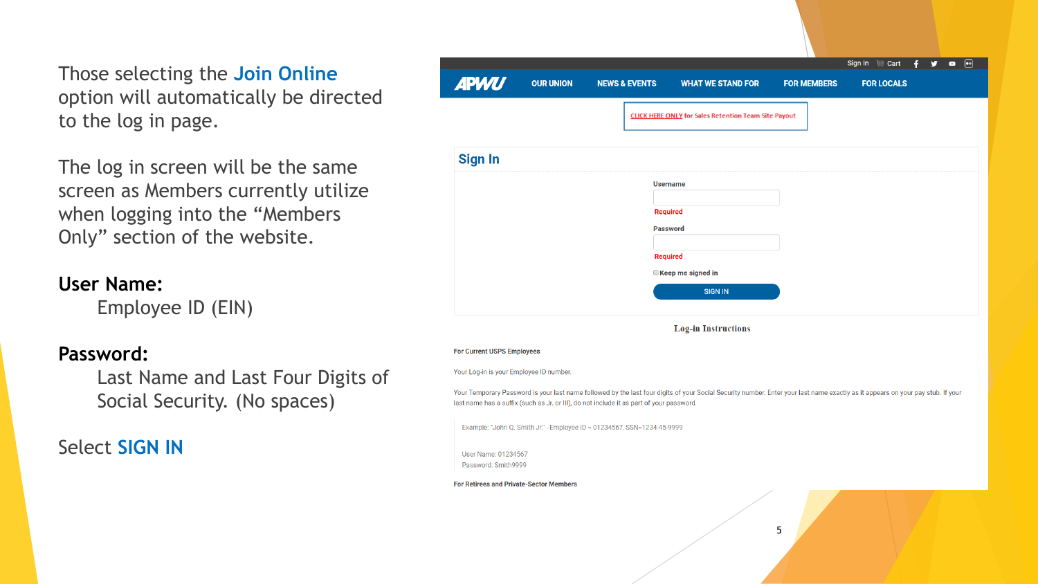Those selecting the **Join Online** option will automatically be directed to the log in page.

The log in screen will be the same screen as Members currently utilize when logging into the "Members Only" section of the website.

**User Name:**

Employee ID (EIN)

**Password:**

Last Name and Last Four Digits of Social Security. (No spaces)

Select **SIGN IN**

Sign In | Cart

APWU | OUR UNION | NEWS & EVENTS | WHAT WE STAND FOR | FOR MEMBERS | FOR LOCALS

CLICK HERE ONLY for Sales Retention Team Site Payout

## Sign In

Username

Required

Password

Required

Keep me signed in

SIGN IN

**Log-in Instructions**

**For Current USPS Employees**

Your Log-in is your Employee ID number.

Your Temporary Password is your last name followed by the last four digits of your Social Security number. Enter your last name exactly as it appears on your pay stub. If your last name has a suffix (such as Jr. or III), do not include it as part of your password.

Example: "John Q. Smith Jr." - Employee ID = 01234567, SSN=1234-45-9999

User Name: 01234567
Password: Smith9999

**For Retirees and Private-Sector Members**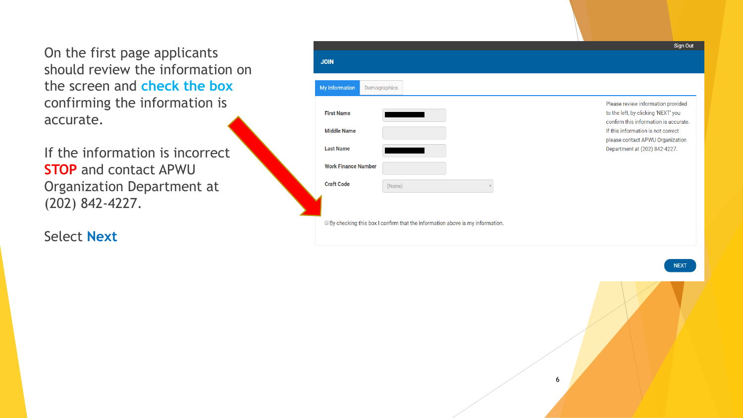On the first page applicants should review the information on the screen and **check the box** confirming the information is accurate.

If the information is incorrect **STOP** and contact APWU Organization Department at (202) 842-4227.

Select **Next**

Sign Out

**JOIN**

My Information | Demographics

| | |
|---|---|
| First Name | |
| Middle Name | |
| Last Name | |
| Work Finance Number | |
| Craft Code | (None) |

Please review information provided to the left, by clicking 'NEXT' you confirm this information is accurate. If this information is not correct please contact APWU Organization Department at (202) 842-4227.

☐ By checking this box I confirm that the information above is my information.

NEXT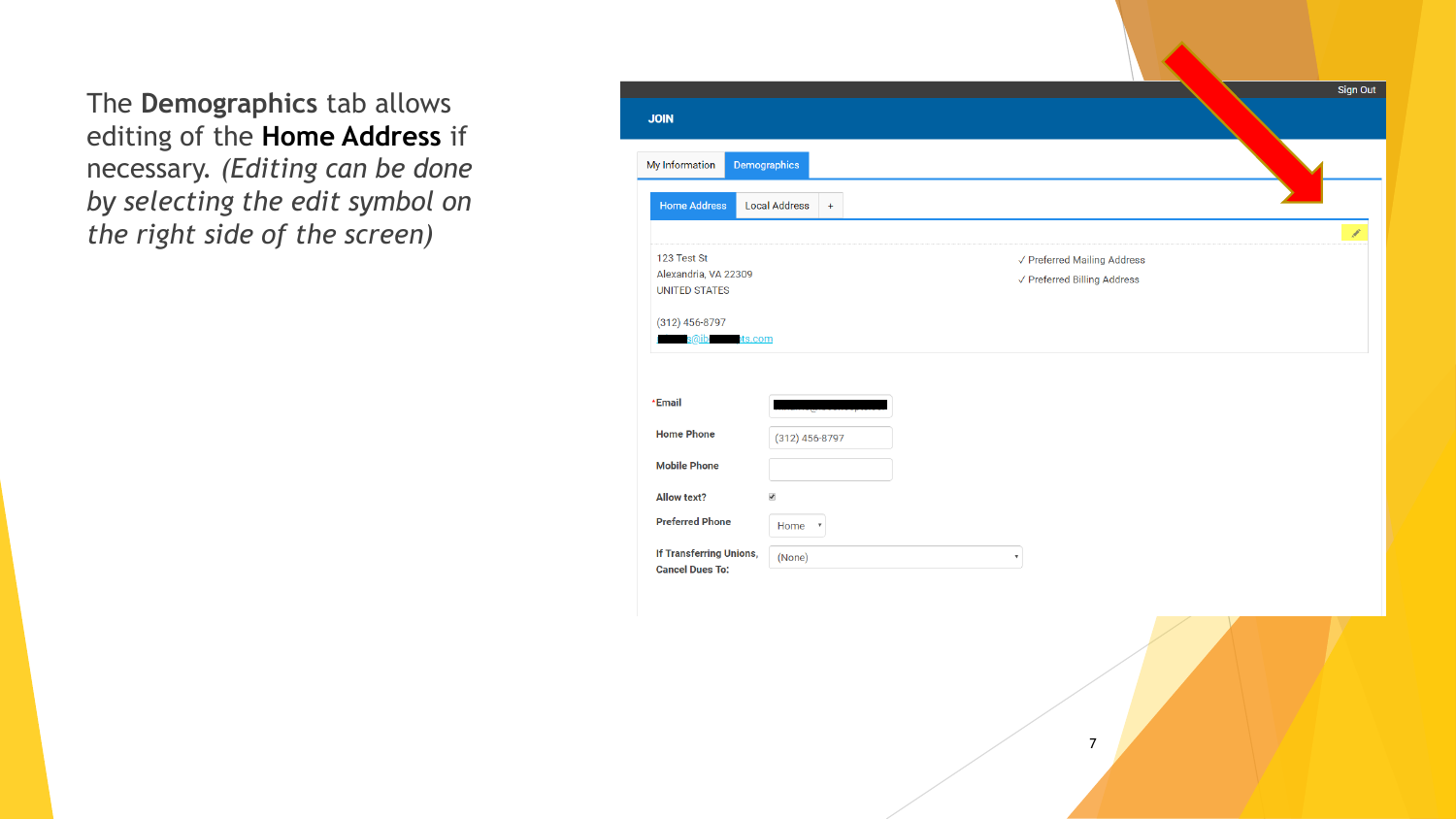The **Demographics** tab allows editing of the **Home Address** if necessary. *(Editing can be done by selecting the edit symbol on the right side of the screen)*

Sign Out

JOIN

My Information | Demographics

Home Address | Local Address | +

123 Test St
Alexandria, VA 22309
UNITED STATES

(312) 456-8797

✓ Preferred Mailing Address
✓ Preferred Billing Address

*Email

Home Phone (312) 456-8797

Mobile Phone

Allow text?

Preferred Phone Home

If Transferring Unions, Cancel Dues To: (None)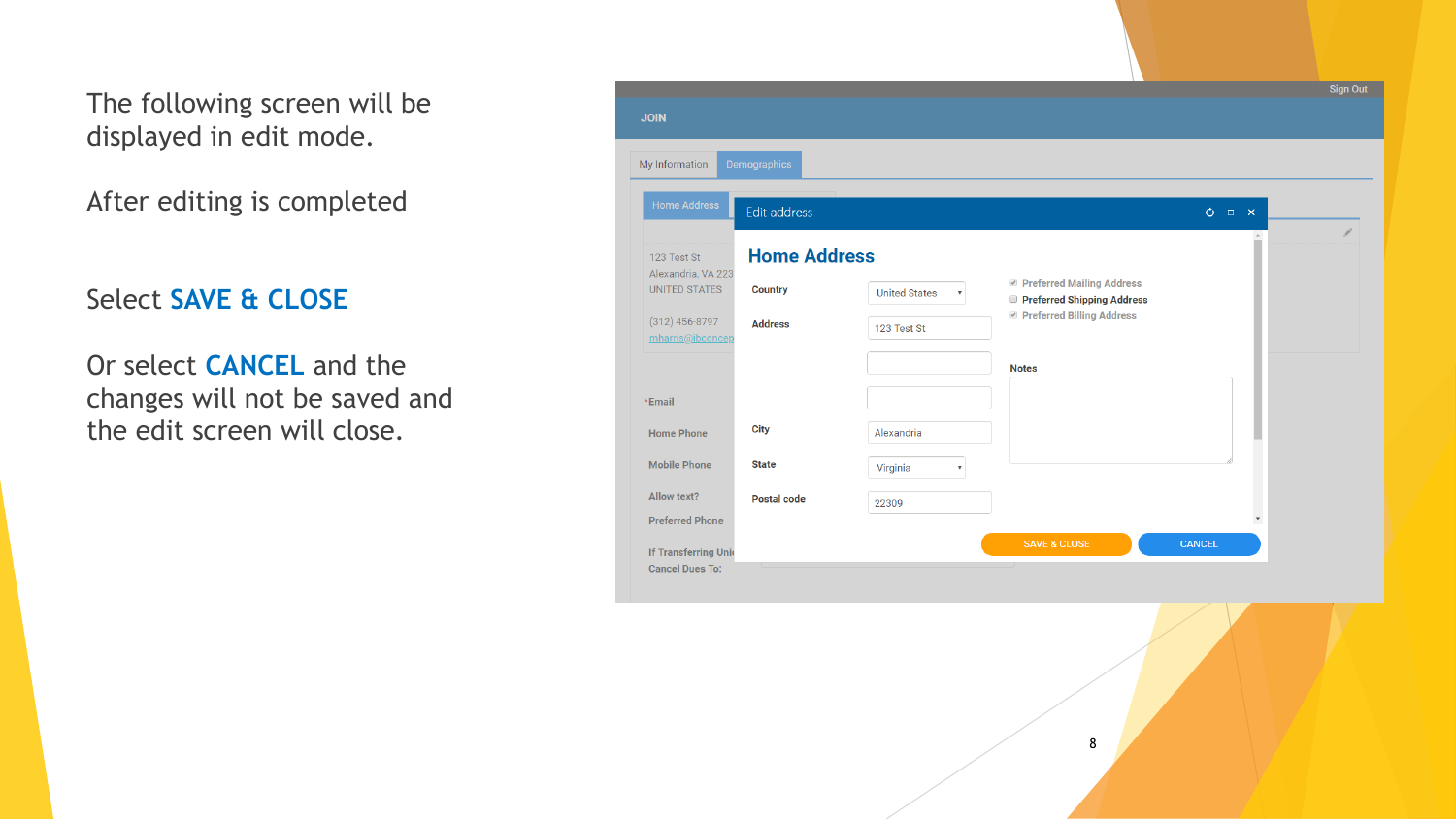The following screen will be displayed in edit mode.

After editing is completed

Select **SAVE & CLOSE**

Or select **CANCEL** and the changes will not be saved and the edit screen will close.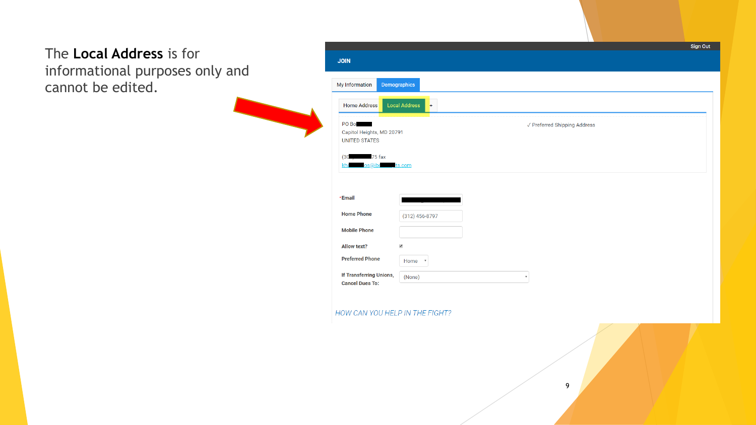The **Local Address** is for informational purposes only and cannot be edited.

Sign Out

JOIN

My Information | Demographics

Home Address | Local Address | +

PO Bo
Capitol Heights, MD 20791
UNITED STATES

(30 75 fax

✓ Preferred Shipping Address

*Email

Home Phone (312) 456-8797

Mobile Phone

Allow text?

Preferred Phone Home

If Transferring Unions, Cancel Dues To: (None)

*HOW CAN YOU HELP IN THE FIGHT?*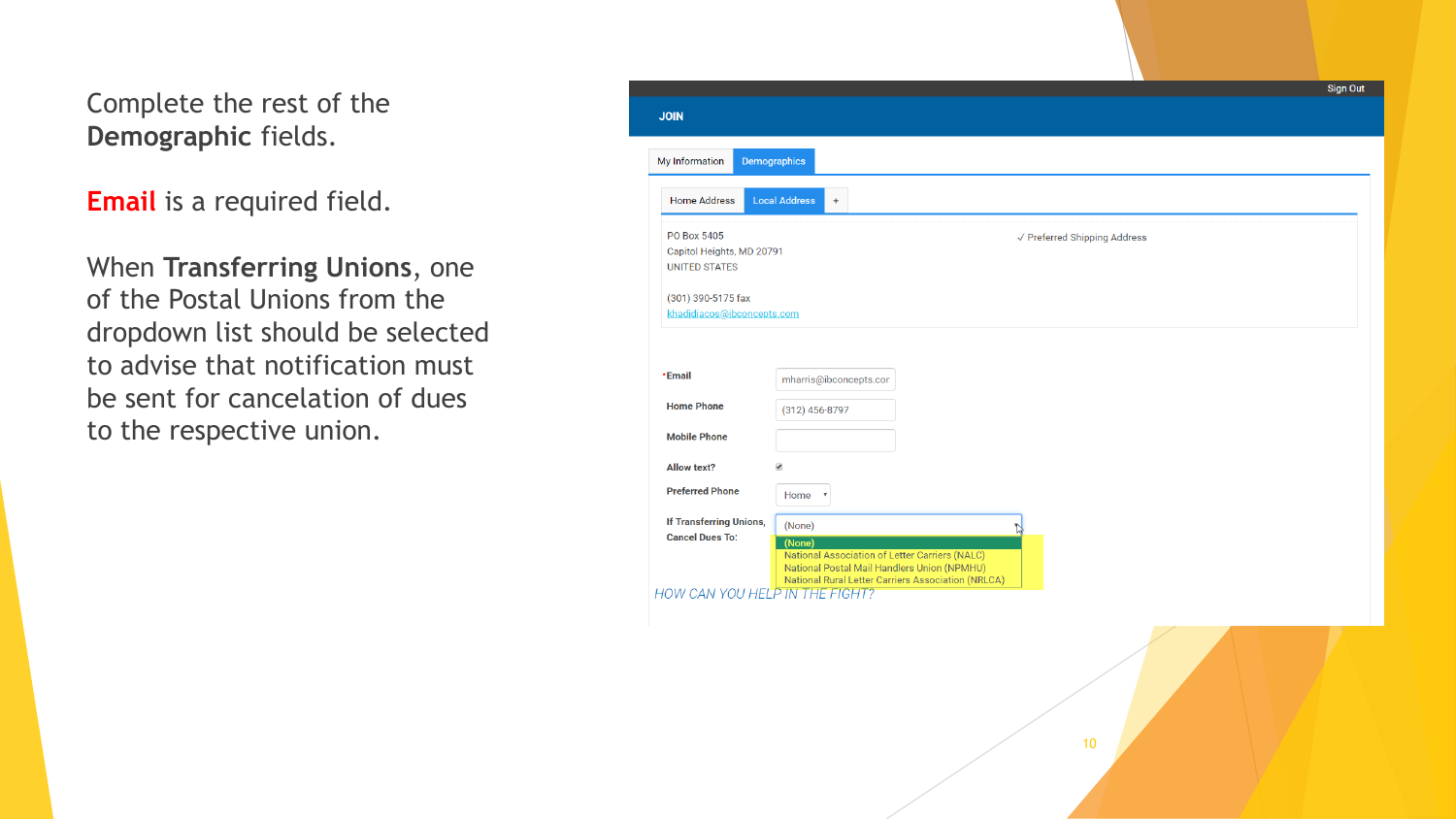Complete the rest of the **Demographic** fields.

**Email** is a required field.

When **Transferring Unions**, one of the Postal Unions from the dropdown list should be selected to advise that notification must be sent for cancelation of dues to the respective union.

Sign Out

**JOIN**

My Information | Demographics

Home Address | Local Address | +

PO Box 5405
Capitol Heights, MD 20791
UNITED STATES

✓ Preferred Shipping Address

(301) 390-5175 fax
khadidiacos@ibconcepts.com

| | |
|---|---|
| *Email | mharris@ibconcepts.cor |
| Home Phone | (312) 456-8797 |
| Mobile Phone | |
| Allow text? | ✔ |
| Preferred Phone | Home |
| If Transferring Unions, Cancel Dues To: | (None) |

- (None)
- National Association of Letter Carriers (NALC)
- National Postal Mail Handlers Union (NPMHU)
- National Rural Letter Carriers Association (NRLCA)

*HOW CAN YOU HELP IN THE FIGHT?*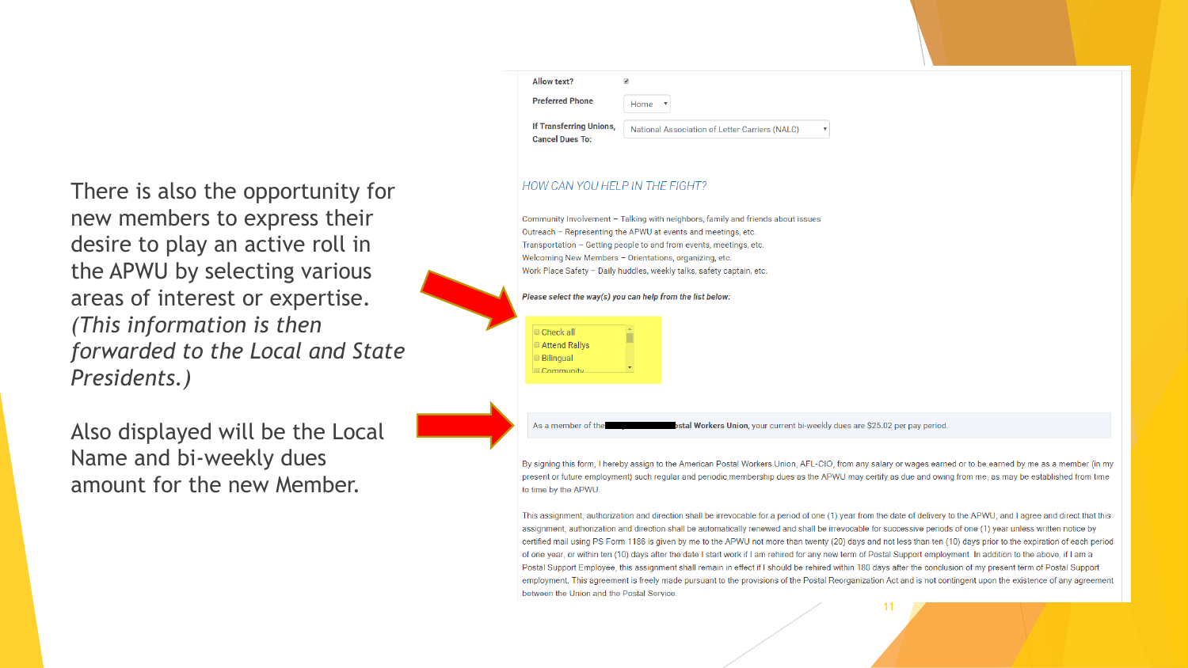There is also the opportunity for new members to express their desire to play an active roll in the APWU by selecting various areas of interest or expertise. *(This information is then forwarded to the Local and State Presidents.)*

Also displayed will be the Local Name and bi-weekly dues amount for the new Member.

**Allow text?** ☑

**Preferred Phone** Home

**If Transferring Unions, Cancel Dues To:** National Association of Letter Carriers (NALC)

*HOW CAN YOU HELP IN THE FIGHT?*

Community Involvement – Talking with neighbors, family and friends about issues
Outreach – Representing the APWU at events and meetings, etc.
Transportation – Getting people to and from events, meetings, etc.
Welcoming New Members – Orientations, organizing, etc.
Work Place Safety – Daily huddles, weekly talks, safety captain, etc.

***Please select the way(s) you can help from the list below:***

- ☐ Check all
- ☐ Attend Rallys
- ☐ Bilingual
- ☐ Community

As a member of the ███████████**stal Workers Union**, your current bi-weekly dues are $25.02 per pay period.

By signing this form, I hereby assign to the American Postal Workers Union, AFL-CIO, from any salary or wages earned or to be earned by me as a member (in my present or future employment) such regular and periodic membership dues as the APWU may certify as due and owing from me, as may be established from time to time by the APWU.

This assignment, authorization and direction shall be irrevocable for a period of one (1) year from the date of delivery to the APWU, and I agree and direct that this assignment, authorization and direction shall be automatically renewed and shall be irrevocable for successive periods of one (1) year unless written notice by certified mail using PS Form 1186 is given by me to the APWU not more than twenty (20) days and not less than ten (10) days prior to the expiration of each period of one year, or within ten (10) days after the date I start work if I am rehired for any new term of Postal Support employment. In addition to the above, if I am a Postal Support Employee, this assignment shall remain in effect if I should be rehired within 180 days after the conclusion of my present term of Postal Support employment. This agreement is freely made pursuant to the provisions of the Postal Reorganization Act and is not contingent upon the existence of any agreement between the Union and the Postal Service.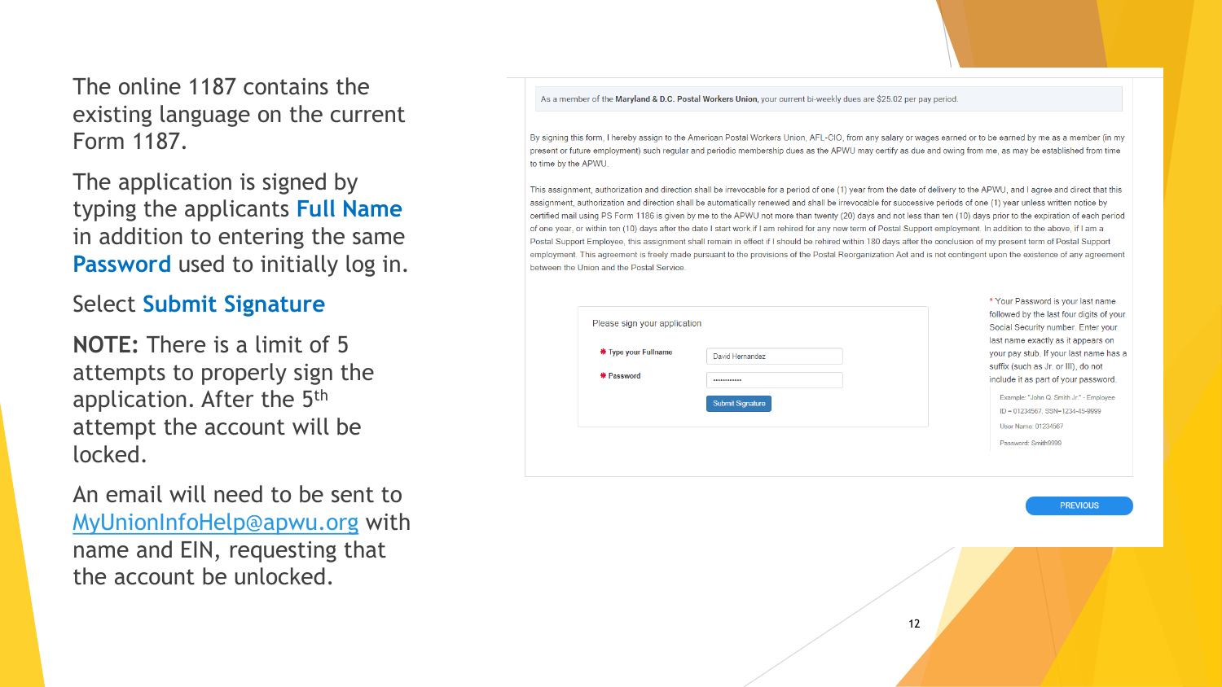The online 1187 contains the existing language on the current Form 1187.

The application is signed by typing the applicants **Full Name** in addition to entering the same **Password** used to initially log in.

Select **Submit Signature**

**NOTE:** There is a limit of 5 attempts to properly sign the application. After the 5th attempt the account will be locked.

An email will need to be sent to MyUnionInfoHelp@apwu.org with name and EIN, requesting that the account be unlocked.

As a member of the **Maryland & D.C. Postal Workers Union**, your current bi-weekly dues are $25.02 per pay period.

By signing this form, I hereby assign to the American Postal Workers Union, AFL-CIO, from any salary or wages earned or to be earned by me as a member (in my present or future employment) such regular and periodic membership dues as the APWU may certify as due and owing from me, as may be established from time to time by the APWU.

This assignment, authorization and direction shall be irrevocable for a period of one (1) year from the date of delivery to the APWU, and I agree and direct that this assignment, authorization and direction shall be automatically renewed and shall be irrevocable for successive periods of one (1) year unless written notice by certified mail using PS Form 1186 is given by me to the APWU not more than twenty (20) days and not less than ten (10) days prior to the expiration of each period of one year, or within ten (10) days after the date I start work if I am rehired for any new term of Postal Support employment. In addition to the above, if I am a Postal Support Employee, this assignment shall remain in effect if I should be rehired within 180 days after the conclusion of my present term of Postal Support employment. This agreement is freely made pursuant to the provisions of the Postal Reorganization Act and is not contingent upon the existence of any agreement between the Union and the Postal Service.

Please sign your application

* Type your Fullname: David Hernandez

* Password: ••••••••••••

Submit Signature

* Your Password is your last name followed by the last four digits of your Social Security number. Enter your last name exactly as it appears on your pay stub. If your last name has a suffix (such as Jr. or III), do not include it as part of your password.

Example: "John Q. Smith Jr." - Employee ID = 01234567, SSN=1234-45-9999

User Name: 01234567

Password: Smith9999

PREVIOUS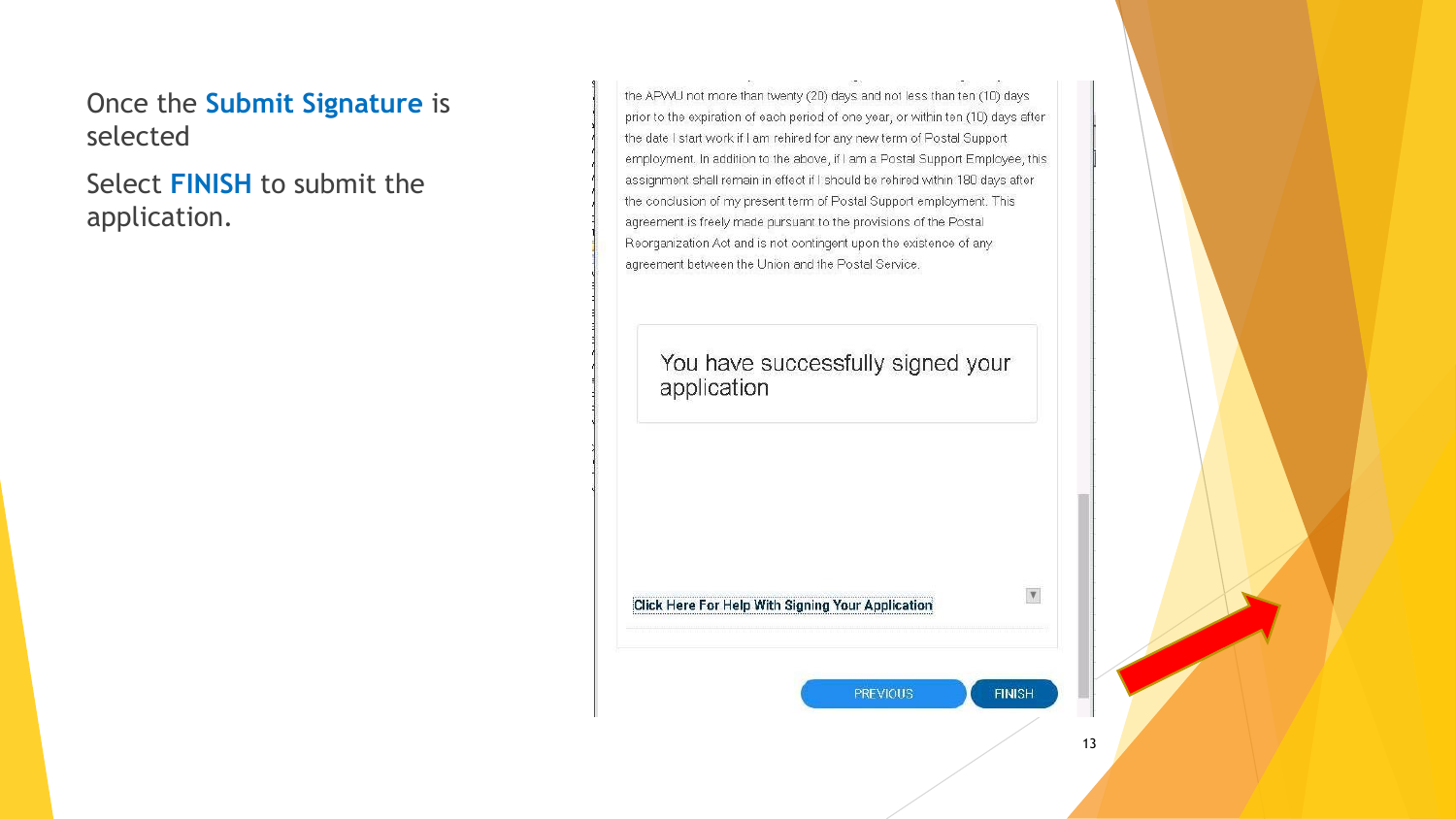Once the **Submit Signature** is selected

Select **FINISH** to submit the application.

the APWU not more than twenty (20) days and not less than ten (10) days prior to the expiration of each period of one year, or within ten (10) days after the date I start work if I am rehired for any new term of Postal Support employment. In addition to the above, if I am a Postal Support Employee, this assignment shall remain in effect if I should be rehired within 180 days after the conclusion of my present term of Postal Support employment. This agreement is freely made pursuant to the provisions of the Postal Reorganization Act and is not contingent upon the existence of any agreement between the Union and the Postal Service.

You have successfully signed your application

Click Here For Help With Signing Your Application

PREVIOUS FINISH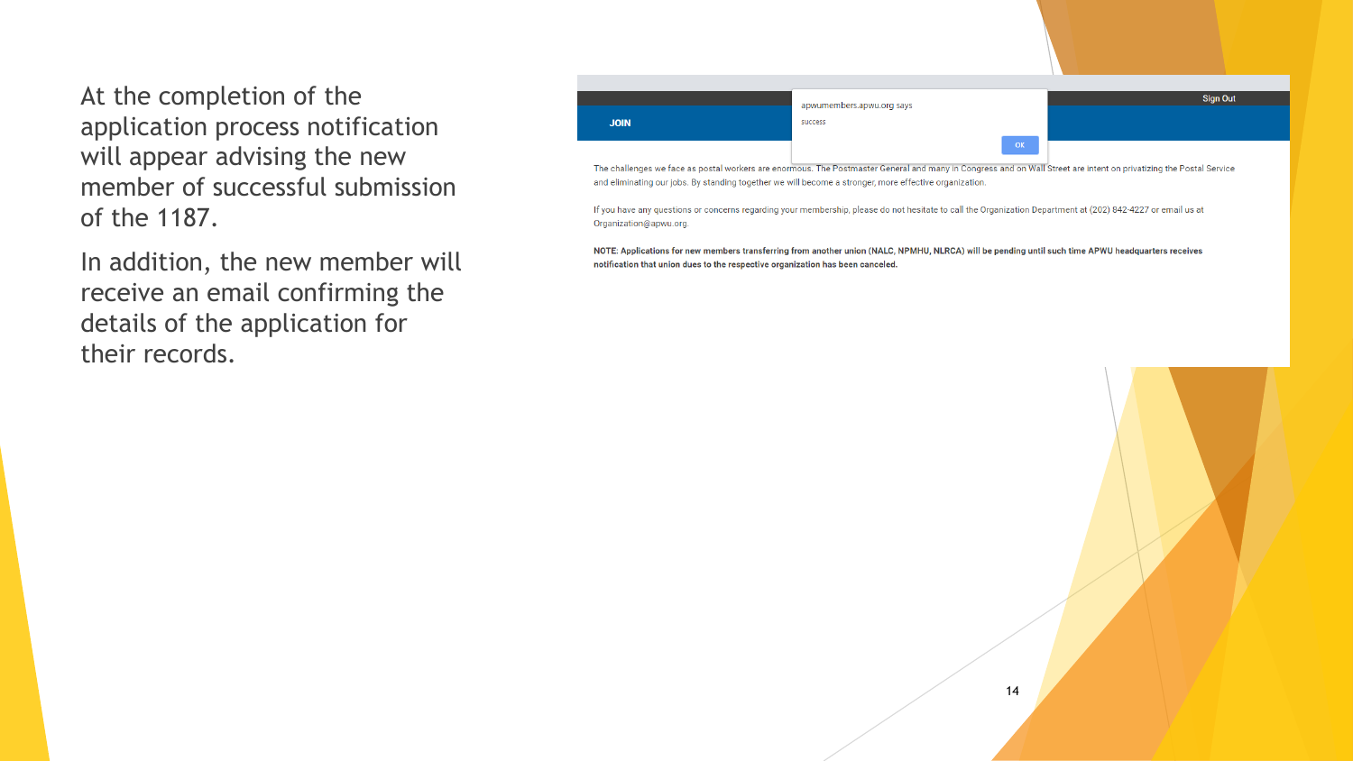At the completion of the application process notification will appear advising the new member of successful submission of the 1187.

In addition, the new member will receive an email confirming the details of the application for their records.

Sign Out

**JOIN**

apwumembers.apwu.org says

success

OK

The challenges we face as postal workers are enormous. The Postmaster General and many in Congress and on Wall Street are intent on privatizing the Postal Service and eliminating our jobs. By standing together we will become a stronger, more effective organization.

If you have any questions or concerns regarding your membership, please do not hesitate to call the Organization Department at (202) 842-4227 or email us at Organization@apwu.org.

**NOTE: Applications for new members transferring from another union (NALC, NPMHU, NLRCA) will be pending until such time APWU headquarters receives notification that union dues to the respective organization has been canceled.**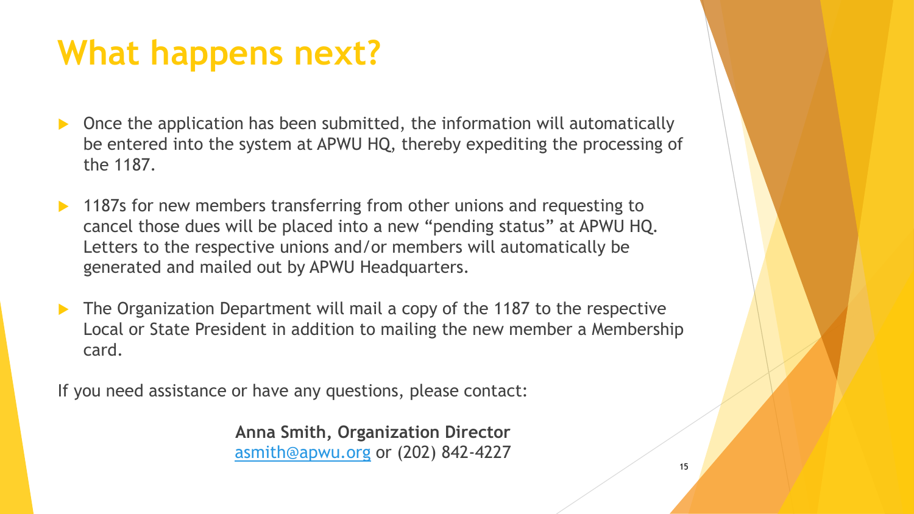# What happens next?

- Once the application has been submitted, the information will automatically be entered into the system at APWU HQ, thereby expediting the processing of the 1187.
- 1187s for new members transferring from other unions and requesting to cancel those dues will be placed into a new "pending status" at APWU HQ. Letters to the respective unions and/or members will automatically be generated and mailed out by APWU Headquarters.
- The Organization Department will mail a copy of the 1187 to the respective Local or State President in addition to mailing the new member a Membership card.

If you need assistance or have any questions, please contact:

**Anna Smith, Organization Director**
asmith@apwu.org or (202) 842-4227